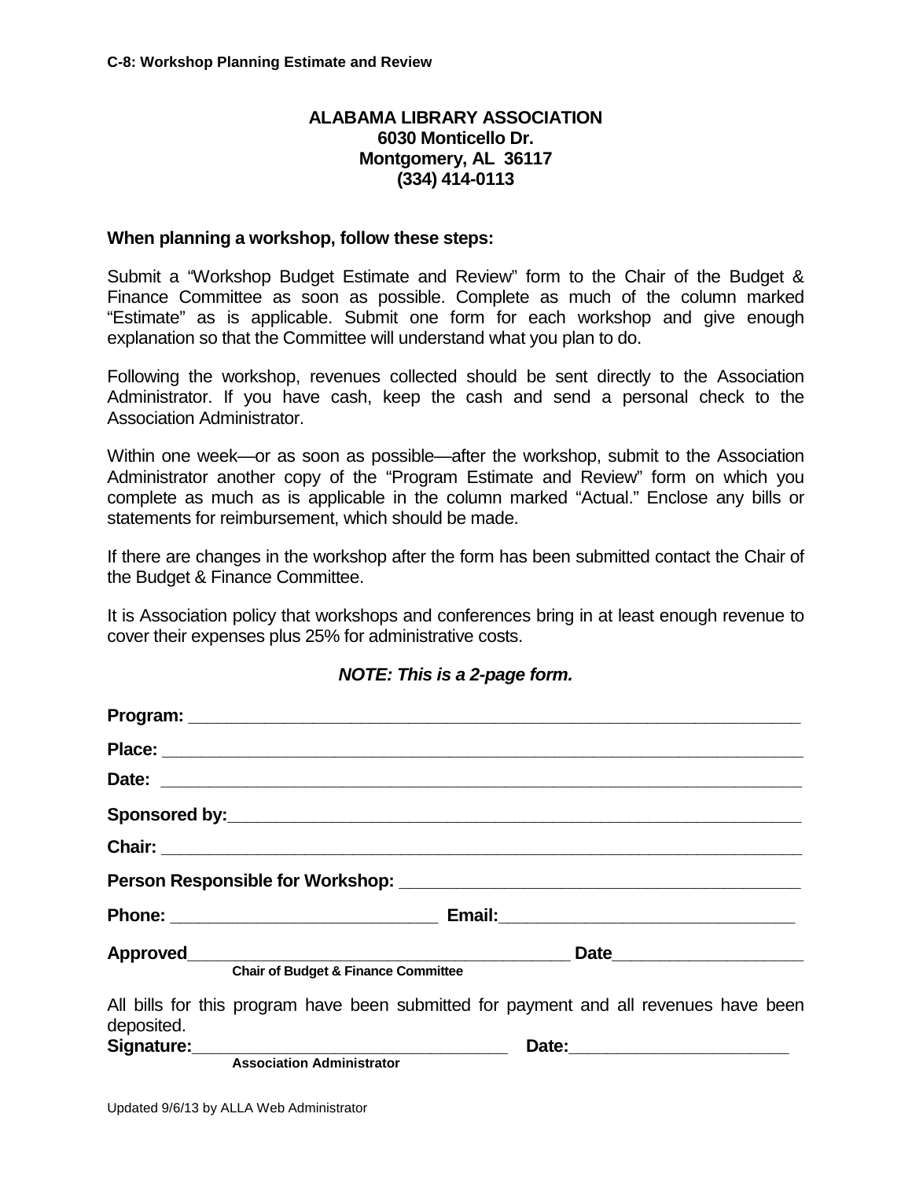**C-8: Workshop Planning Estimate and Review**

**ALABAMA LIBRARY ASSOCIATION**
**6030 Monticello Dr.**
**Montgomery, AL 36117**
**(334) 414-0113**

**When planning a workshop, follow these steps:**

Submit a "Workshop Budget Estimate and Review" form to the Chair of the Budget & Finance Committee as soon as possible. Complete as much of the column marked "Estimate" as is applicable. Submit one form for each workshop and give enough explanation so that the Committee will understand what you plan to do.

Following the workshop, revenues collected should be sent directly to the Association Administrator. If you have cash, keep the cash and send a personal check to the Association Administrator.

Within one week—or as soon as possible—after the workshop, submit to the Association Administrator another copy of the "Program Estimate and Review" form on which you complete as much as is applicable in the column marked "Actual." Enclose any bills or statements for reimbursement, which should be made.

If there are changes in the workshop after the form has been submitted contact the Chair of the Budget & Finance Committee.

It is Association policy that workshops and conferences bring in at least enough revenue to cover their expenses plus 25% for administrative costs.

***NOTE: This is a 2-page form.***

**Program:** ______________________________________________

**Place:** ______________________________________________

**Date:** ______________________________________________

**Sponsored by:** ______________________________________________

**Chair:** ______________________________________________

**Person Responsible for Workshop:** ______________________________

**Phone:** ______________________ **Email:** ______________________

**Approved** ______________________________ **Date** ______________
**Chair of Budget & Finance Committee**

All bills for this program have been submitted for payment and all revenues have been deposited.

**Signature:** ______________________________ **Date:** ______________
**Association Administrator**

Updated 9/6/13 by ALLA Web Administrator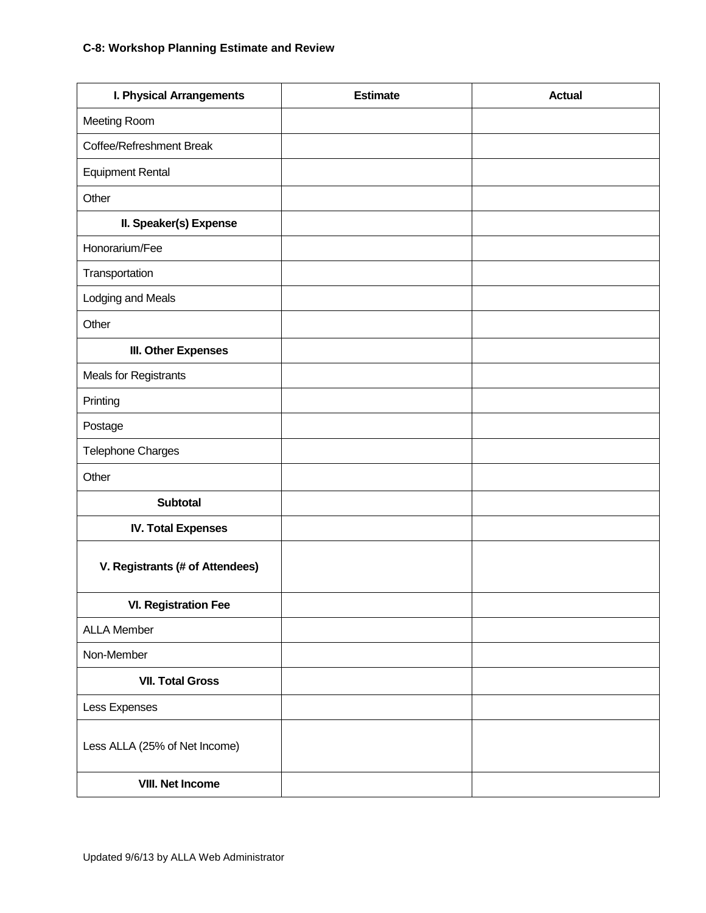### C-8: Workshop Planning Estimate and Review

| I. Physical Arrangements | Estimate | Actual |
|---|---|---|
| Meeting Room | | |
| Coffee/Refreshment Break | | |
| Equipment Rental | | |
| Other | | |
| **II. Speaker(s) Expense** | | |
| Honorarium/Fee | | |
| Transportation | | |
| Lodging and Meals | | |
| Other | | |
| **III. Other Expenses** | | |
| Meals for Registrants | | |
| Printing | | |
| Postage | | |
| Telephone Charges | | |
| Other | | |
| **Subtotal** | | |
| **IV. Total Expenses** | | |
| **V. Registrants (# of Attendees)** | | |
| **VI. Registration Fee** | | |
| ALLA Member | | |
| Non-Member | | |
| **VII. Total Gross** | | |
| Less Expenses | | |
| Less ALLA (25% of Net Income) | | |
| **VIII. Net Income** | | |

Updated 9/6/13 by ALLA Web Administrator